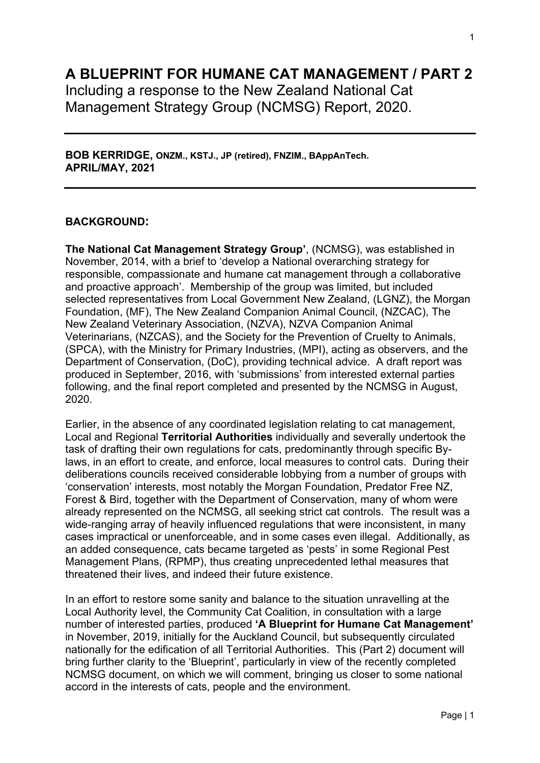# A BLUEPRINT FOR HUMANE CAT MANAGEMENT / PART 2

Including a response to the New Zealand National Cat Management Strategy Group (NCMSG) Report, 2020.

---

**BOB KERRIDGE, ONZM., KSTJ., JP (retired), FNZIM., BAppAnTech.**
**APRIL/MAY, 2021**

---

## BACKGROUND:

**The National Cat Management Strategy Group'**, (NCMSG), was established in November, 2014, with a brief to 'develop a National overarching strategy for responsible, compassionate and humane cat management through a collaborative and proactive approach'. Membership of the group was limited, but included selected representatives from Local Government New Zealand, (LGNZ), the Morgan Foundation, (MF), The New Zealand Companion Animal Council, (NZCAC), The New Zealand Veterinary Association, (NZVA), NZVA Companion Animal Veterinarians, (NZCAS), and the Society for the Prevention of Cruelty to Animals, (SPCA), with the Ministry for Primary Industries, (MPI), acting as observers, and the Department of Conservation, (DoC), providing technical advice. A draft report was produced in September, 2016, with 'submissions' from interested external parties following, and the final report completed and presented by the NCMSG in August, 2020.

Earlier, in the absence of any coordinated legislation relating to cat management, Local and Regional **Territorial Authorities** individually and severally undertook the task of drafting their own regulations for cats, predominantly through specific By-laws, in an effort to create, and enforce, local measures to control cats. During their deliberations councils received considerable lobbying from a number of groups with 'conservation' interests, most notably the Morgan Foundation, Predator Free NZ, Forest & Bird, together with the Department of Conservation, many of whom were already represented on the NCMSG, all seeking strict cat controls. The result was a wide-ranging array of heavily influenced regulations that were inconsistent, in many cases impractical or unenforceable, and in some cases even illegal. Additionally, as an added consequence, cats became targeted as 'pests' in some Regional Pest Management Plans, (RPMP), thus creating unprecedented lethal measures that threatened their lives, and indeed their future existence.

In an effort to restore some sanity and balance to the situation unravelling at the Local Authority level, the Community Cat Coalition, in consultation with a large number of interested parties, produced **'A Blueprint for Humane Cat Management'** in November, 2019, initially for the Auckland Council, but subsequently circulated nationally for the edification of all Territorial Authorities. This (Part 2) document will bring further clarity to the 'Blueprint', particularly in view of the recently completed NCMSG document, on which we will comment, bringing us closer to some national accord in the interests of cats, people and the environment.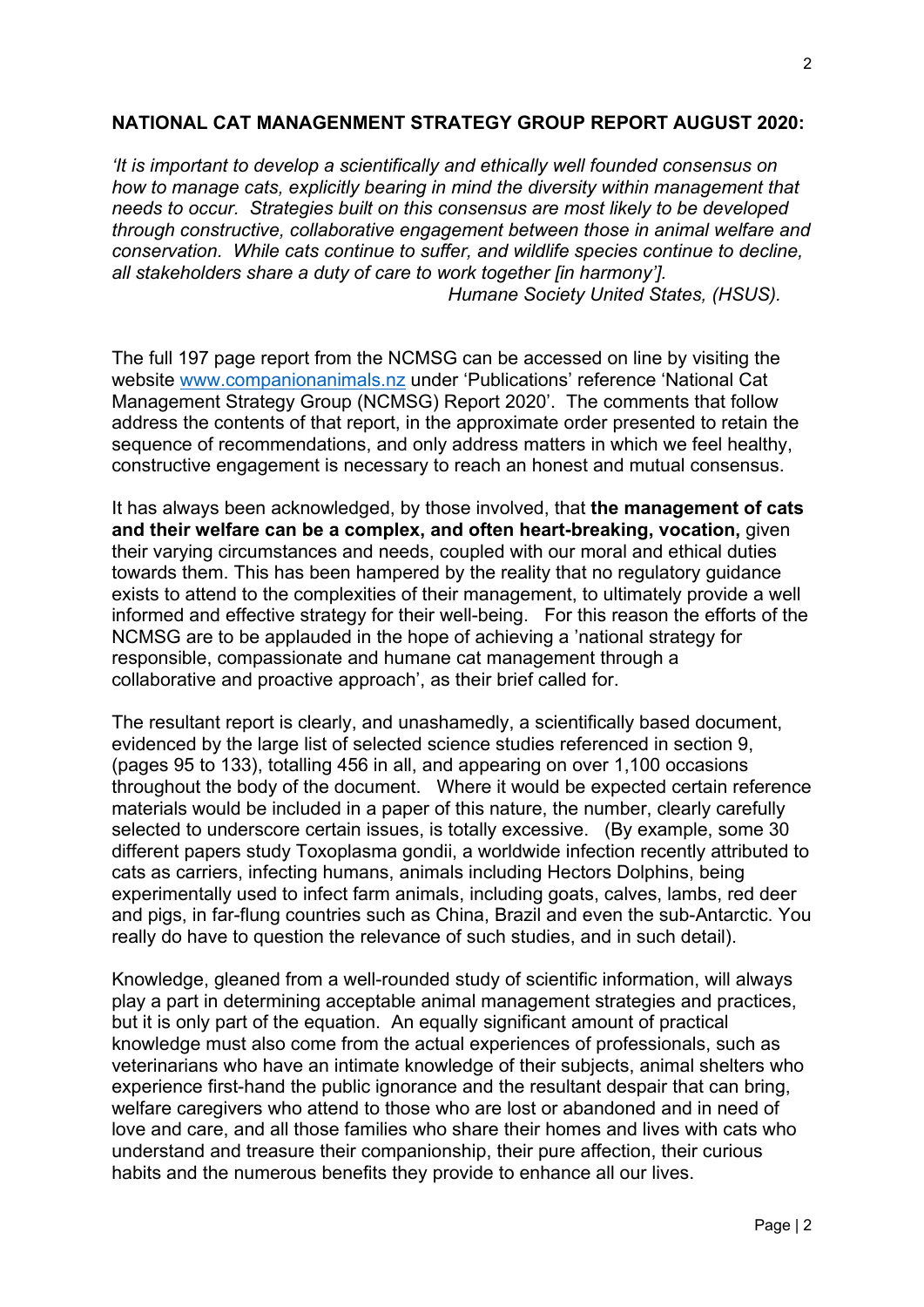## NATIONAL CAT MANAGEMENT STRATEGY GROUP REPORT AUGUST 2020:

*'It is important to develop a scientifically and ethically well founded consensus on how to manage cats, explicitly bearing in mind the diversity within management that needs to occur. Strategies built on this consensus are most likely to be developed through constructive, collaborative engagement between those in animal welfare and conservation. While cats continue to suffer, and wildlife species continue to decline, all stakeholders share a duty of care to work together [in harmony'].*

*Humane Society United States, (HSUS).*

The full 197 page report from the NCMSG can be accessed on line by visiting the website www.companionanimals.nz under 'Publications' reference 'National Cat Management Strategy Group (NCMSG) Report 2020'. The comments that follow address the contents of that report, in the approximate order presented to retain the sequence of recommendations, and only address matters in which we feel healthy, constructive engagement is necessary to reach an honest and mutual consensus.

It has always been acknowledged, by those involved, that **the management of cats and their welfare can be a complex, and often heart-breaking, vocation,** given their varying circumstances and needs, coupled with our moral and ethical duties towards them. This has been hampered by the reality that no regulatory guidance exists to attend to the complexities of their management, to ultimately provide a well informed and effective strategy for their well-being. For this reason the efforts of the NCMSG are to be applauded in the hope of achieving a 'national strategy for responsible, compassionate and humane cat management through a collaborative and proactive approach', as their brief called for.

The resultant report is clearly, and unashamedly, a scientifically based document, evidenced by the large list of selected science studies referenced in section 9, (pages 95 to 133), totalling 456 in all, and appearing on over 1,100 occasions throughout the body of the document. Where it would be expected certain reference materials would be included in a paper of this nature, the number, clearly carefully selected to underscore certain issues, is totally excessive. (By example, some 30 different papers study Toxoplasma gondii, a worldwide infection recently attributed to cats as carriers, infecting humans, animals including Hectors Dolphins, being experimentally used to infect farm animals, including goats, calves, lambs, red deer and pigs, in far-flung countries such as China, Brazil and even the sub-Antarctic. You really do have to question the relevance of such studies, and in such detail).

Knowledge, gleaned from a well-rounded study of scientific information, will always play a part in determining acceptable animal management strategies and practices, but it is only part of the equation. An equally significant amount of practical knowledge must also come from the actual experiences of professionals, such as veterinarians who have an intimate knowledge of their subjects, animal shelters who experience first-hand the public ignorance and the resultant despair that can bring, welfare caregivers who attend to those who are lost or abandoned and in need of love and care, and all those families who share their homes and lives with cats who understand and treasure their companionship, their pure affection, their curious habits and the numerous benefits they provide to enhance all our lives.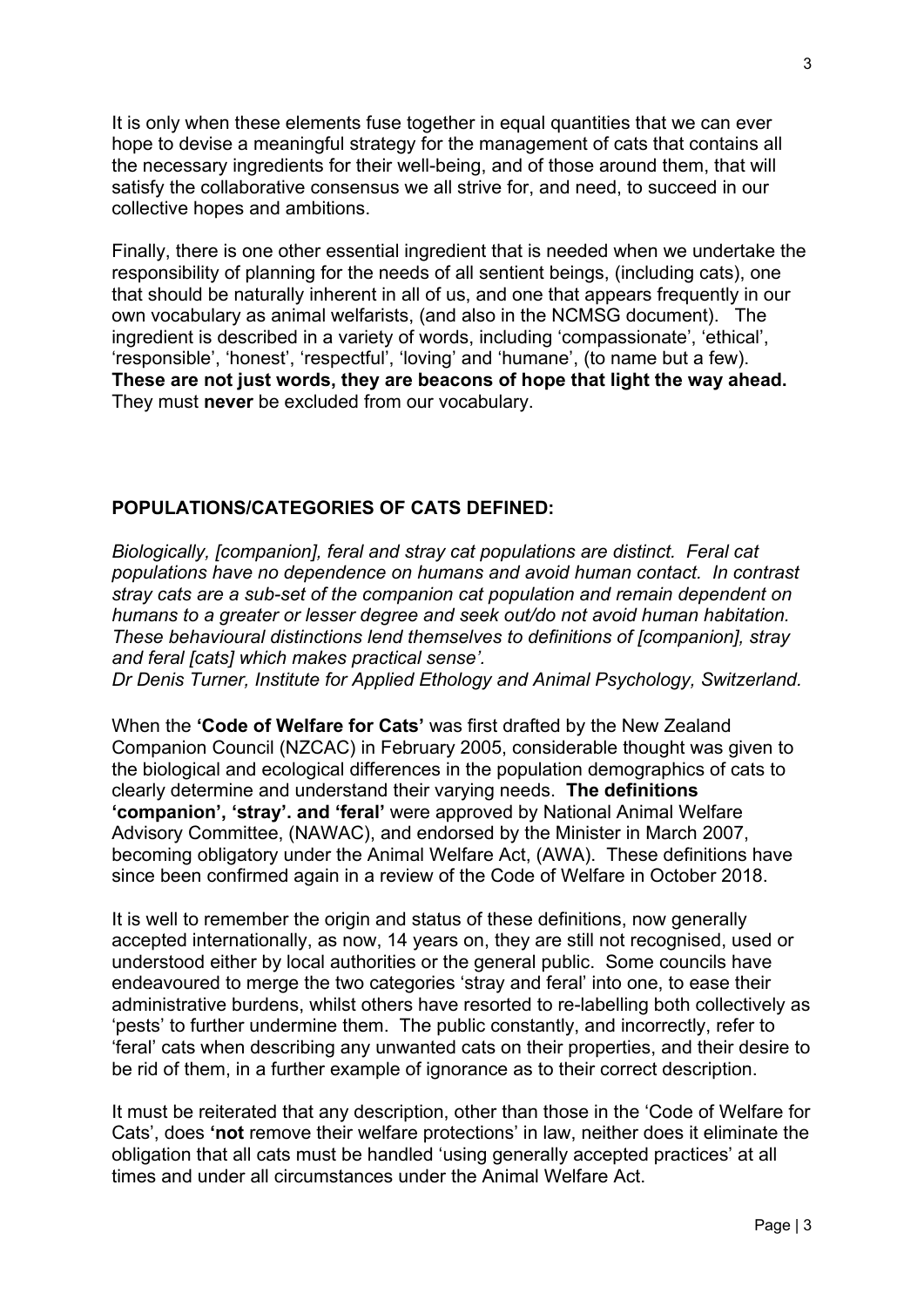It is only when these elements fuse together in equal quantities that we can ever hope to devise a meaningful strategy for the management of cats that contains all the necessary ingredients for their well-being, and of those around them, that will satisfy the collaborative consensus we all strive for, and need, to succeed in our collective hopes and ambitions.

Finally, there is one other essential ingredient that is needed when we undertake the responsibility of planning for the needs of all sentient beings, (including cats), one that should be naturally inherent in all of us, and one that appears frequently in our own vocabulary as animal welfarists, (and also in the NCMSG document). The ingredient is described in a variety of words, including 'compassionate', 'ethical', 'responsible', 'honest', 'respectful', 'loving' and 'humane', (to name but a few). **These are not just words, they are beacons of hope that light the way ahead.** They must **never** be excluded from our vocabulary.

## POPULATIONS/CATEGORIES OF CATS DEFINED:

*Biologically, [companion], feral and stray cat populations are distinct. Feral cat populations have no dependence on humans and avoid human contact. In contrast stray cats are a sub-set of the companion cat population and remain dependent on humans to a greater or lesser degree and seek out/do not avoid human habitation. These behavioural distinctions lend themselves to definitions of [companion], stray and feral [cats] which makes practical sense'.*
*Dr Denis Turner, Institute for Applied Ethology and Animal Psychology, Switzerland.*

When the **'Code of Welfare for Cats'** was first drafted by the New Zealand Companion Council (NZCAC) in February 2005, considerable thought was given to the biological and ecological differences in the population demographics of cats to clearly determine and understand their varying needs. **The definitions 'companion', 'stray'. and 'feral'** were approved by National Animal Welfare Advisory Committee, (NAWAC), and endorsed by the Minister in March 2007, becoming obligatory under the Animal Welfare Act, (AWA). These definitions have since been confirmed again in a review of the Code of Welfare in October 2018.

It is well to remember the origin and status of these definitions, now generally accepted internationally, as now, 14 years on, they are still not recognised, used or understood either by local authorities or the general public. Some councils have endeavoured to merge the two categories 'stray and feral' into one, to ease their administrative burdens, whilst others have resorted to re-labelling both collectively as 'pests' to further undermine them. The public constantly, and incorrectly, refer to 'feral' cats when describing any unwanted cats on their properties, and their desire to be rid of them, in a further example of ignorance as to their correct description.

It must be reiterated that any description, other than those in the 'Code of Welfare for Cats', does **'not** remove their welfare protections' in law, neither does it eliminate the obligation that all cats must be handled 'using generally accepted practices' at all times and under all circumstances under the Animal Welfare Act.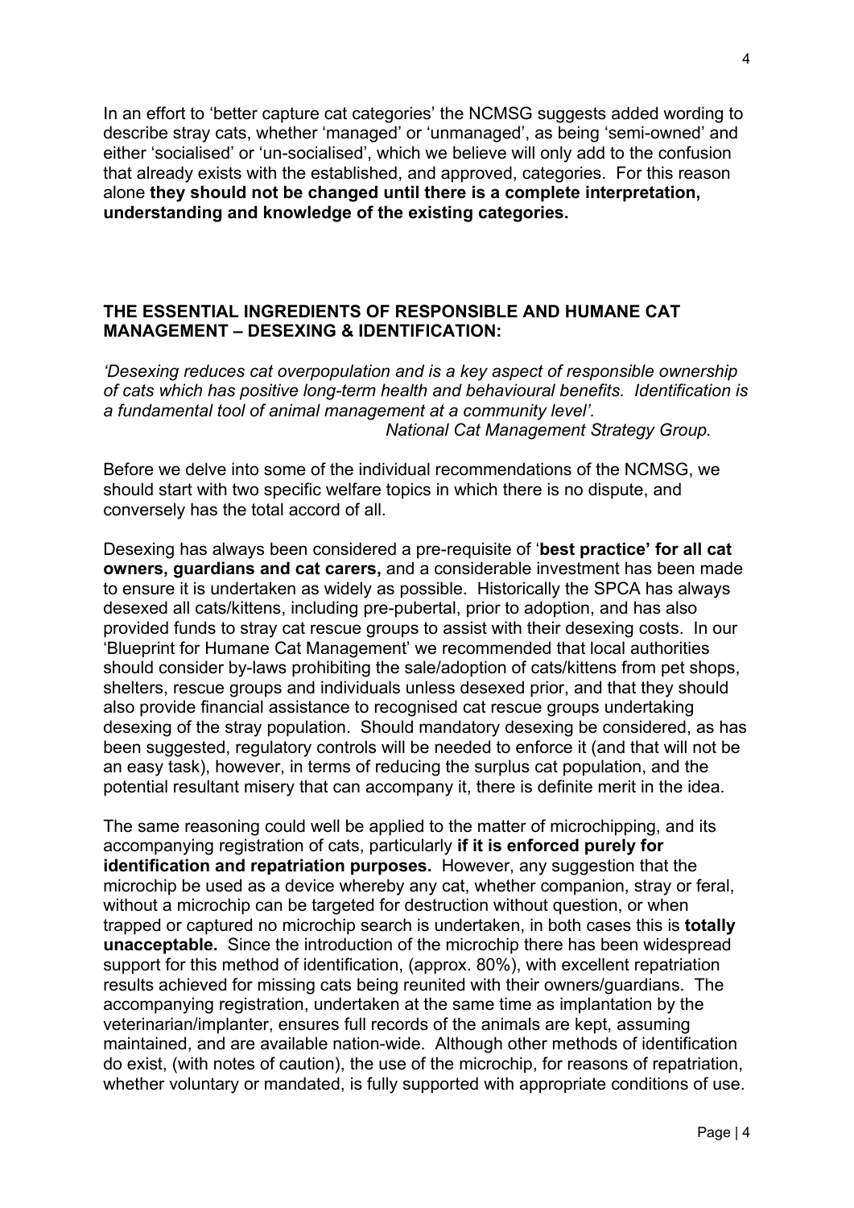In an effort to 'better capture cat categories' the NCMSG suggests added wording to describe stray cats, whether 'managed' or 'unmanaged', as being 'semi-owned' and either 'socialised' or 'un-socialised', which we believe will only add to the confusion that already exists with the established, and approved, categories. For this reason alone **they should not be changed until there is a complete interpretation, understanding and knowledge of the existing categories.**

## THE ESSENTIAL INGREDIENTS OF RESPONSIBLE AND HUMANE CAT MANAGEMENT – DESEXING & IDENTIFICATION:

*'Desexing reduces cat overpopulation and is a key aspect of responsible ownership of cats which has positive long-term health and behavioural benefits. Identification is a fundamental tool of animal management at a community level'.*
*National Cat Management Strategy Group.*

Before we delve into some of the individual recommendations of the NCMSG, we should start with two specific welfare topics in which there is no dispute, and conversely has the total accord of all.

Desexing has always been considered a pre-requisite of '**best practice' for all cat owners, guardians and cat carers,** and a considerable investment has been made to ensure it is undertaken as widely as possible. Historically the SPCA has always desexed all cats/kittens, including pre-pubertal, prior to adoption, and has also provided funds to stray cat rescue groups to assist with their desexing costs. In our 'Blueprint for Humane Cat Management' we recommended that local authorities should consider by-laws prohibiting the sale/adoption of cats/kittens from pet shops, shelters, rescue groups and individuals unless desexed prior, and that they should also provide financial assistance to recognised cat rescue groups undertaking desexing of the stray population. Should mandatory desexing be considered, as has been suggested, regulatory controls will be needed to enforce it (and that will not be an easy task), however, in terms of reducing the surplus cat population, and the potential resultant misery that can accompany it, there is definite merit in the idea.

The same reasoning could well be applied to the matter of microchipping, and its accompanying registration of cats, particularly **if it is enforced purely for identification and repatriation purposes.** However, any suggestion that the microchip be used as a device whereby any cat, whether companion, stray or feral, without a microchip can be targeted for destruction without question, or when trapped or captured no microchip search is undertaken, in both cases this is **totally unacceptable.** Since the introduction of the microchip there has been widespread support for this method of identification, (approx. 80%), with excellent repatriation results achieved for missing cats being reunited with their owners/guardians. The accompanying registration, undertaken at the same time as implantation by the veterinarian/implanter, ensures full records of the animals are kept, assuming maintained, and are available nation-wide. Although other methods of identification do exist, (with notes of caution), the use of the microchip, for reasons of repatriation, whether voluntary or mandated, is fully supported with appropriate conditions of use.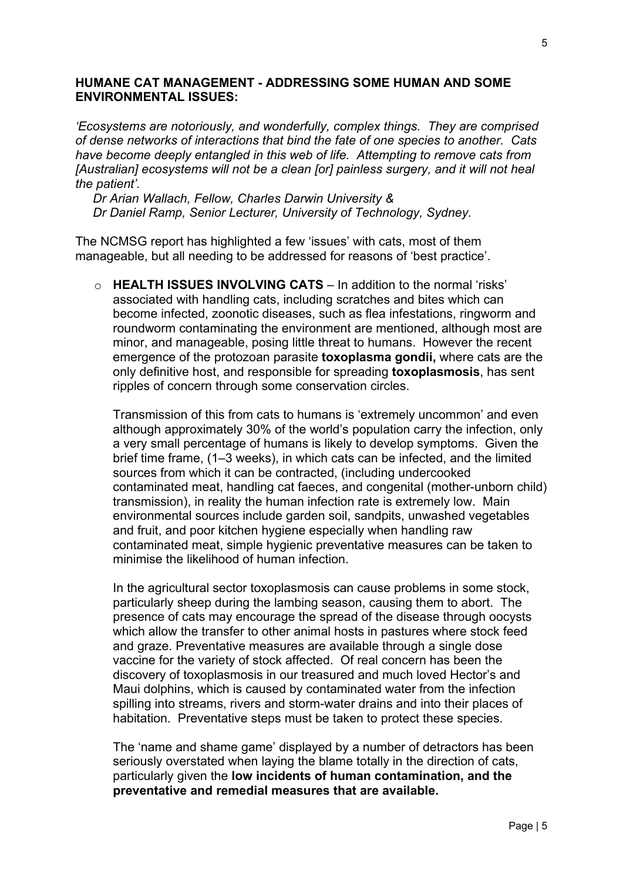**HUMANE CAT MANAGEMENT - ADDRESSING SOME HUMAN AND SOME ENVIRONMENTAL ISSUES:**

*'Ecosystems are notoriously, and wonderfully, complex things. They are comprised of dense networks of interactions that bind the fate of one species to another. Cats have become deeply entangled in this web of life. Attempting to remove cats from [Australian] ecosystems will not be a clean [or] painless surgery, and it will not heal the patient'.*

*Dr Arian Wallach, Fellow, Charles Darwin University &*
*Dr Daniel Ramp, Senior Lecturer, University of Technology, Sydney.*

The NCMSG report has highlighted a few 'issues' with cats, most of them manageable, but all needing to be addressed for reasons of 'best practice'.

- **HEALTH ISSUES INVOLVING CATS** – In addition to the normal 'risks' associated with handling cats, including scratches and bites which can become infected, zoonotic diseases, such as flea infestations, ringworm and roundworm contaminating the environment are mentioned, although most are minor, and manageable, posing little threat to humans. However the recent emergence of the protozoan parasite **toxoplasma gondii,** where cats are the only definitive host, and responsible for spreading **toxoplasmosis**, has sent ripples of concern through some conservation circles.

  Transmission of this from cats to humans is 'extremely uncommon' and even although approximately 30% of the world's population carry the infection, only a very small percentage of humans is likely to develop symptoms. Given the brief time frame, (1–3 weeks), in which cats can be infected, and the limited sources from which it can be contracted, (including undercooked contaminated meat, handling cat faeces, and congenital (mother-unborn child) transmission), in reality the human infection rate is extremely low. Main environmental sources include garden soil, sandpits, unwashed vegetables and fruit, and poor kitchen hygiene especially when handling raw contaminated meat, simple hygienic preventative measures can be taken to minimise the likelihood of human infection.

  In the agricultural sector toxoplasmosis can cause problems in some stock, particularly sheep during the lambing season, causing them to abort. The presence of cats may encourage the spread of the disease through oocysts which allow the transfer to other animal hosts in pastures where stock feed and graze. Preventative measures are available through a single dose vaccine for the variety of stock affected. Of real concern has been the discovery of toxoplasmosis in our treasured and much loved Hector's and Maui dolphins, which is caused by contaminated water from the infection spilling into streams, rivers and storm-water drains and into their places of habitation. Preventative steps must be taken to protect these species.

  The 'name and shame game' displayed by a number of detractors has been seriously overstated when laying the blame totally in the direction of cats, particularly given the **low incidents of human contamination, and the preventative and remedial measures that are available.**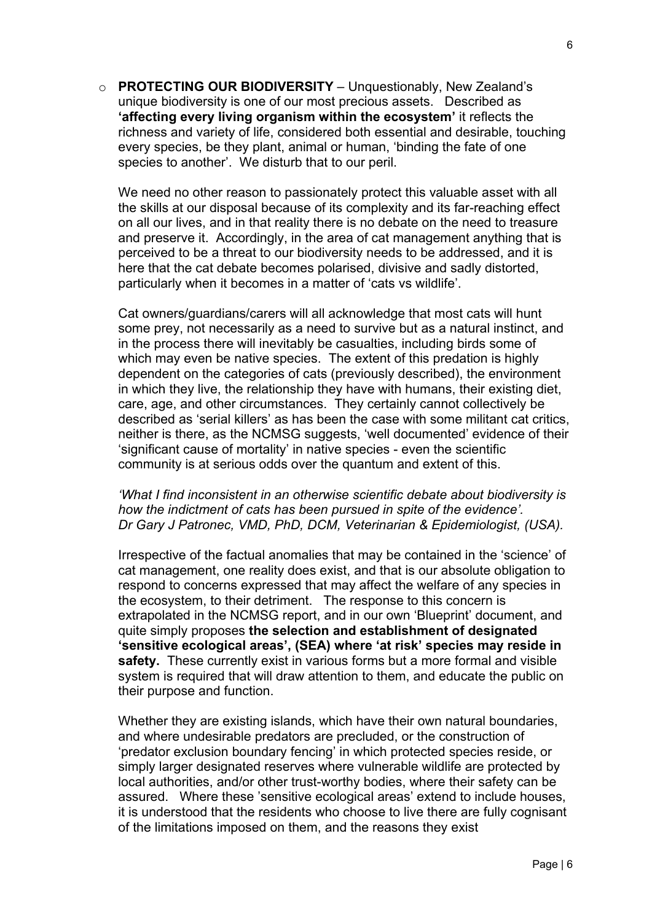- **PROTECTING OUR BIODIVERSITY** – Unquestionably, New Zealand's unique biodiversity is one of our most precious assets. Described as **'affecting every living organism within the ecosystem'** it reflects the richness and variety of life, considered both essential and desirable, touching every species, be they plant, animal or human, 'binding the fate of one species to another'. We disturb that to our peril.

  We need no other reason to passionately protect this valuable asset with all the skills at our disposal because of its complexity and its far-reaching effect on all our lives, and in that reality there is no debate on the need to treasure and preserve it. Accordingly, in the area of cat management anything that is perceived to be a threat to our biodiversity needs to be addressed, and it is here that the cat debate becomes polarised, divisive and sadly distorted, particularly when it becomes in a matter of 'cats vs wildlife'.

  Cat owners/guardians/carers will all acknowledge that most cats will hunt some prey, not necessarily as a need to survive but as a natural instinct, and in the process there will inevitably be casualties, including birds some of which may even be native species. The extent of this predation is highly dependent on the categories of cats (previously described), the environment in which they live, the relationship they have with humans, their existing diet, care, age, and other circumstances. They certainly cannot collectively be described as 'serial killers' as has been the case with some militant cat critics, neither is there, as the NCMSG suggests, 'well documented' evidence of their 'significant cause of mortality' in native species - even the scientific community is at serious odds over the quantum and extent of this.

  *'What I find inconsistent in an otherwise scientific debate about biodiversity is how the indictment of cats has been pursued in spite of the evidence'.*
  *Dr Gary J Patronec, VMD, PhD, DCM, Veterinarian & Epidemiologist, (USA).*

  Irrespective of the factual anomalies that may be contained in the 'science' of cat management, one reality does exist, and that is our absolute obligation to respond to concerns expressed that may affect the welfare of any species in the ecosystem, to their detriment. The response to this concern is extrapolated in the NCMSG report, and in our own 'Blueprint' document, and quite simply proposes **the selection and establishment of designated 'sensitive ecological areas', (SEA) where 'at risk' species may reside in safety.** These currently exist in various forms but a more formal and visible system is required that will draw attention to them, and educate the public on their purpose and function.

  Whether they are existing islands, which have their own natural boundaries, and where undesirable predators are precluded, or the construction of 'predator exclusion boundary fencing' in which protected species reside, or simply larger designated reserves where vulnerable wildlife are protected by local authorities, and/or other trust-worthy bodies, where their safety can be assured. Where these 'sensitive ecological areas' extend to include houses, it is understood that the residents who choose to live there are fully cognisant of the limitations imposed on them, and the reasons they exist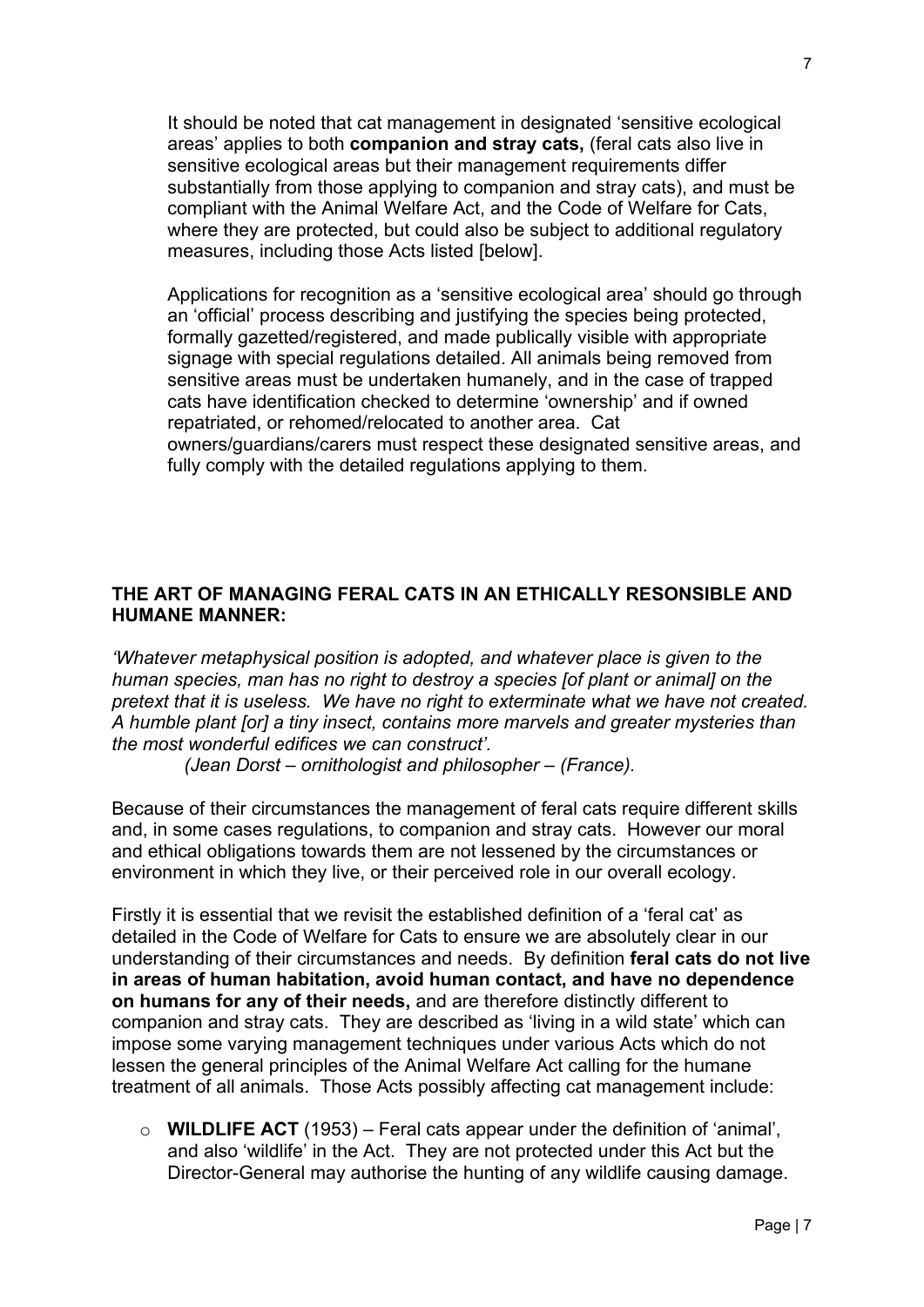It should be noted that cat management in designated 'sensitive ecological areas' applies to both **companion and stray cats,** (feral cats also live in sensitive ecological areas but their management requirements differ substantially from those applying to companion and stray cats), and must be compliant with the Animal Welfare Act, and the Code of Welfare for Cats, where they are protected, but could also be subject to additional regulatory measures, including those Acts listed [below].

Applications for recognition as a 'sensitive ecological area' should go through an 'official' process describing and justifying the species being protected, formally gazetted/registered, and made publically visible with appropriate signage with special regulations detailed. All animals being removed from sensitive areas must be undertaken humanely, and in the case of trapped cats have identification checked to determine 'ownership' and if owned repatriated, or rehomed/relocated to another area. Cat owners/guardians/carers must respect these designated sensitive areas, and fully comply with the detailed regulations applying to them.

## THE ART OF MANAGING FERAL CATS IN AN ETHICALLY RESONSIBLE AND HUMANE MANNER:

*'Whatever metaphysical position is adopted, and whatever place is given to the human species, man has no right to destroy a species [of plant or animal] on the pretext that it is useless. We have no right to exterminate what we have not created. A humble plant [or] a tiny insect, contains more marvels and greater mysteries than the most wonderful edifices we can construct'.*

*(Jean Dorst – ornithologist and philosopher – (France).*

Because of their circumstances the management of feral cats require different skills and, in some cases regulations, to companion and stray cats. However our moral and ethical obligations towards them are not lessened by the circumstances or environment in which they live, or their perceived role in our overall ecology.

Firstly it is essential that we revisit the established definition of a 'feral cat' as detailed in the Code of Welfare for Cats to ensure we are absolutely clear in our understanding of their circumstances and needs. By definition **feral cats do not live in areas of human habitation, avoid human contact, and have no dependence on humans for any of their needs,** and are therefore distinctly different to companion and stray cats. They are described as 'living in a wild state' which can impose some varying management techniques under various Acts which do not lessen the general principles of the Animal Welfare Act calling for the humane treatment of all animals. Those Acts possibly affecting cat management include:

- **WILDLIFE ACT** (1953) – Feral cats appear under the definition of 'animal', and also 'wildlife' in the Act. They are not protected under this Act but the Director-General may authorise the hunting of any wildlife causing damage.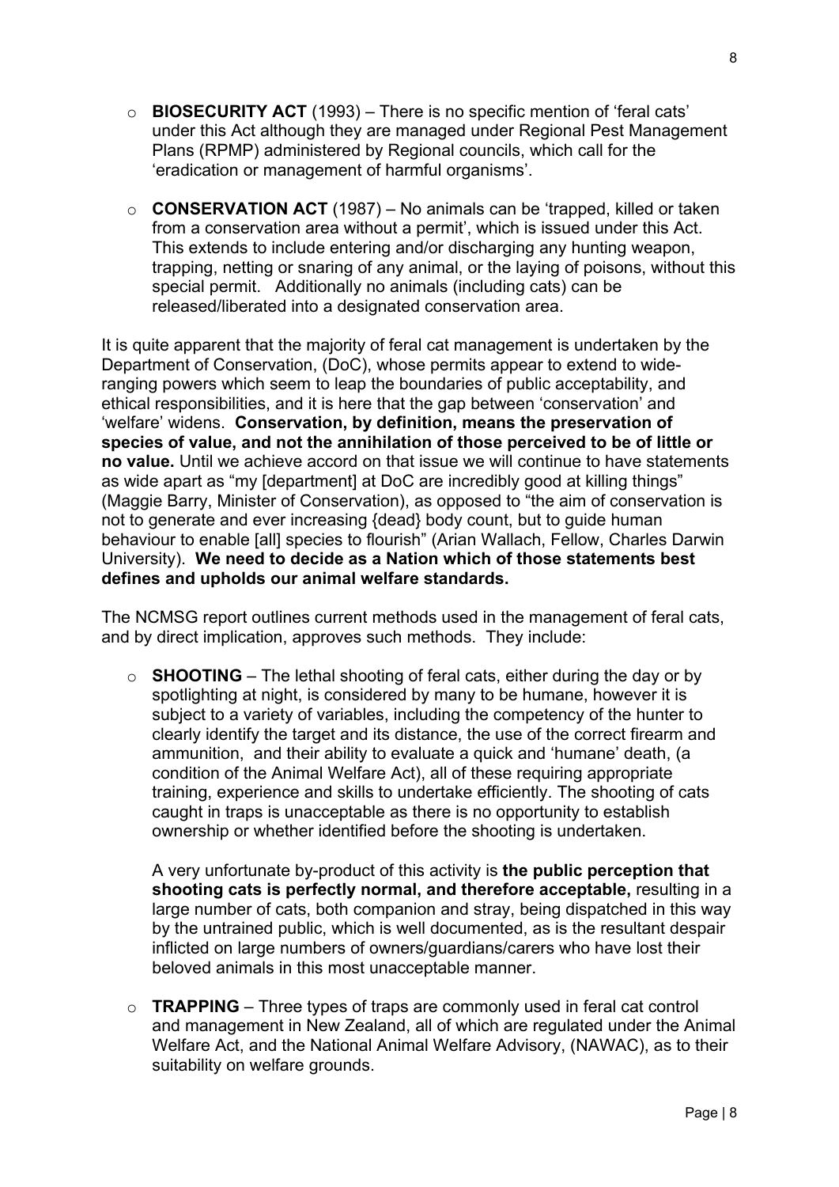- **BIOSECURITY ACT** (1993) – There is no specific mention of 'feral cats' under this Act although they are managed under Regional Pest Management Plans (RPMP) administered by Regional councils, which call for the 'eradication or management of harmful organisms'.

- **CONSERVATION ACT** (1987) – No animals can be 'trapped, killed or taken from a conservation area without a permit', which is issued under this Act. This extends to include entering and/or discharging any hunting weapon, trapping, netting or snaring of any animal, or the laying of poisons, without this special permit. Additionally no animals (including cats) can be released/liberated into a designated conservation area.

It is quite apparent that the majority of feral cat management is undertaken by the Department of Conservation, (DoC), whose permits appear to extend to wide-ranging powers which seem to leap the boundaries of public acceptability, and ethical responsibilities, and it is here that the gap between 'conservation' and 'welfare' widens. **Conservation, by definition, means the preservation of species of value, and not the annihilation of those perceived to be of little or no value.** Until we achieve accord on that issue we will continue to have statements as wide apart as "my [department] at DoC are incredibly good at killing things" (Maggie Barry, Minister of Conservation), as opposed to "the aim of conservation is not to generate and ever increasing {dead} body count, but to guide human behaviour to enable [all] species to flourish" (Arian Wallach, Fellow, Charles Darwin University). **We need to decide as a Nation which of those statements best defines and upholds our animal welfare standards.**

The NCMSG report outlines current methods used in the management of feral cats, and by direct implication, approves such methods. They include:

- **SHOOTING** – The lethal shooting of feral cats, either during the day or by spotlighting at night, is considered by many to be humane, however it is subject to a variety of variables, including the competency of the hunter to clearly identify the target and its distance, the use of the correct firearm and ammunition, and their ability to evaluate a quick and 'humane' death, (a condition of the Animal Welfare Act), all of these requiring appropriate training, experience and skills to undertake efficiently. The shooting of cats caught in traps is unacceptable as there is no opportunity to establish ownership or whether identified before the shooting is undertaken.

  A very unfortunate by-product of this activity is **the public perception that shooting cats is perfectly normal, and therefore acceptable,** resulting in a large number of cats, both companion and stray, being dispatched in this way by the untrained public, which is well documented, as is the resultant despair inflicted on large numbers of owners/guardians/carers who have lost their beloved animals in this most unacceptable manner.

- **TRAPPING** – Three types of traps are commonly used in feral cat control and management in New Zealand, all of which are regulated under the Animal Welfare Act, and the National Animal Welfare Advisory, (NAWAC), as to their suitability on welfare grounds.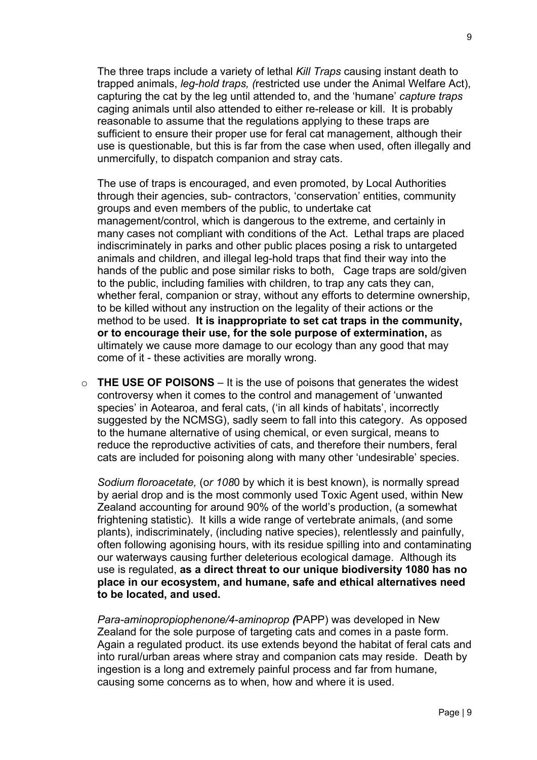The three traps include a variety of lethal *Kill Traps* causing instant death to trapped animals, *leg-hold traps, (*restricted use under the Animal Welfare Act), capturing the cat by the leg until attended to, and the 'humane' *capture traps* caging animals until also attended to either re-release or kill. It is probably reasonable to assume that the regulations applying to these traps are sufficient to ensure their proper use for feral cat management, although their use is questionable, but this is far from the case when used, often illegally and unmercifully, to dispatch companion and stray cats.

The use of traps is encouraged, and even promoted, by Local Authorities through their agencies, sub- contractors, 'conservation' entities, community groups and even members of the public, to undertake cat management/control, which is dangerous to the extreme, and certainly in many cases not compliant with conditions of the Act. Lethal traps are placed indiscriminately in parks and other public places posing a risk to untargeted animals and children, and illegal leg-hold traps that find their way into the hands of the public and pose similar risks to both, Cage traps are sold/given to the public, including families with children, to trap any cats they can, whether feral, companion or stray, without any efforts to determine ownership, to be killed without any instruction on the legality of their actions or the method to be used. **It is inappropriate to set cat traps in the community, or to encourage their use, for the sole purpose of extermination,** as ultimately we cause more damage to our ecology than any good that may come of it - these activities are morally wrong.

- **THE USE OF POISONS** – It is the use of poisons that generates the widest controversy when it comes to the control and management of 'unwanted species' in Aotearoa, and feral cats, ('in all kinds of habitats', incorrectly suggested by the NCMSG), sadly seem to fall into this category. As opposed to the humane alternative of using chemical, or even surgical, means to reduce the reproductive activities of cats, and therefore their numbers, feral cats are included for poisoning along with many other 'undesirable' species.

  *Sodium floroacetate,* (o*r 108*0 by which it is best known), is normally spread by aerial drop and is the most commonly used Toxic Agent used, within New Zealand accounting for around 90% of the world's production, (a somewhat frightening statistic). It kills a wide range of vertebrate animals, (and some plants), indiscriminately, (including native species), relentlessly and painfully, often following agonising hours, with its residue spilling into and contaminating our waterways causing further deleterious ecological damage. Although its use is regulated, **as a direct threat to our unique biodiversity 1080 has no place in our ecosystem, and humane, safe and ethical alternatives need to be located, and used.**

  *Para-aminopropiophenone/4-aminoprop (*PAPP) was developed in New Zealand for the sole purpose of targeting cats and comes in a paste form. Again a regulated product. its use extends beyond the habitat of feral cats and into rural/urban areas where stray and companion cats may reside. Death by ingestion is a long and extremely painful process and far from humane, causing some concerns as to when, how and where it is used.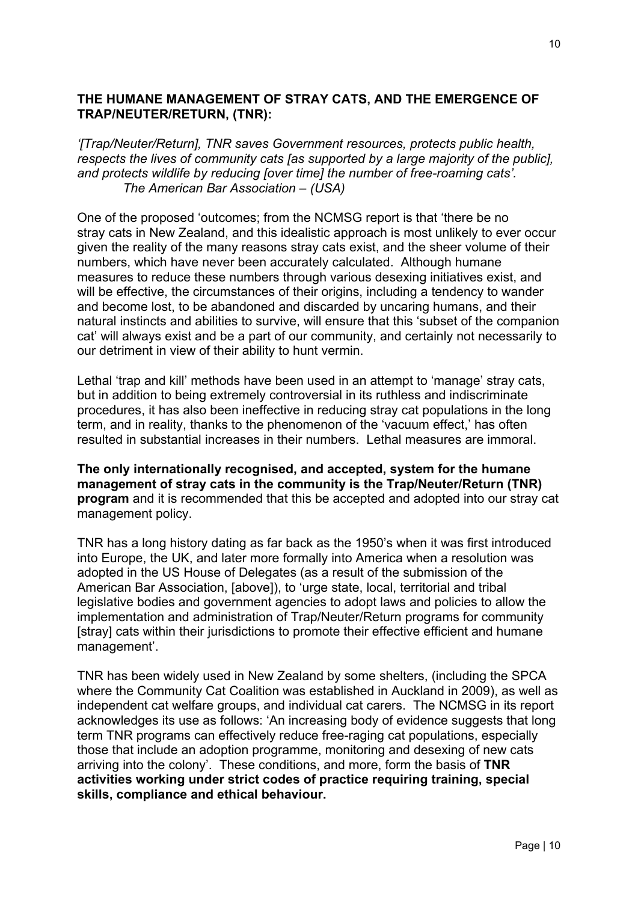## THE HUMANE MANAGEMENT OF STRAY CATS, AND THE EMERGENCE OF TRAP/NEUTER/RETURN, (TNR):

*'[Trap/Neuter/Return], TNR saves Government resources, protects public health, respects the lives of community cats [as supported by a large majority of the public], and protects wildlife by reducing [over time] the number of free-roaming cats'.*
*The American Bar Association – (USA)*

One of the proposed 'outcomes; from the NCMSG report is that 'there be no stray cats in New Zealand, and this idealistic approach is most unlikely to ever occur given the reality of the many reasons stray cats exist, and the sheer volume of their numbers, which have never been accurately calculated. Although humane measures to reduce these numbers through various desexing initiatives exist, and will be effective, the circumstances of their origins, including a tendency to wander and become lost, to be abandoned and discarded by uncaring humans, and their natural instincts and abilities to survive, will ensure that this 'subset of the companion cat' will always exist and be a part of our community, and certainly not necessarily to our detriment in view of their ability to hunt vermin.

Lethal 'trap and kill' methods have been used in an attempt to 'manage' stray cats, but in addition to being extremely controversial in its ruthless and indiscriminate procedures, it has also been ineffective in reducing stray cat populations in the long term, and in reality, thanks to the phenomenon of the 'vacuum effect,' has often resulted in substantial increases in their numbers. Lethal measures are immoral.

**The only internationally recognised, and accepted, system for the humane management of stray cats in the community is the Trap/Neuter/Return (TNR) program** and it is recommended that this be accepted and adopted into our stray cat management policy.

TNR has a long history dating as far back as the 1950's when it was first introduced into Europe, the UK, and later more formally into America when a resolution was adopted in the US House of Delegates (as a result of the submission of the American Bar Association, [above]), to 'urge state, local, territorial and tribal legislative bodies and government agencies to adopt laws and policies to allow the implementation and administration of Trap/Neuter/Return programs for community [stray] cats within their jurisdictions to promote their effective efficient and humane management'.

TNR has been widely used in New Zealand by some shelters, (including the SPCA where the Community Cat Coalition was established in Auckland in 2009), as well as independent cat welfare groups, and individual cat carers. The NCMSG in its report acknowledges its use as follows: 'An increasing body of evidence suggests that long term TNR programs can effectively reduce free-raging cat populations, especially those that include an adoption programme, monitoring and desexing of new cats arriving into the colony'. These conditions, and more, form the basis of **TNR activities working under strict codes of practice requiring training, special skills, compliance and ethical behaviour.**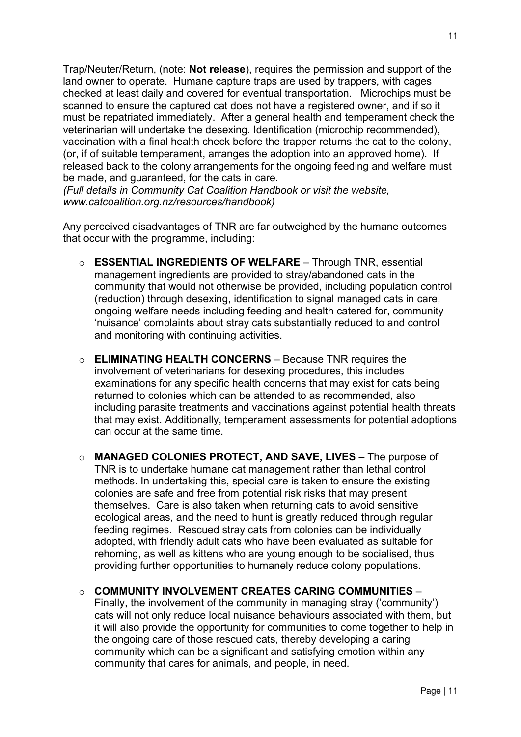Trap/Neuter/Return, (note: **Not release**), requires the permission and support of the land owner to operate. Humane capture traps are used by trappers, with cages checked at least daily and covered for eventual transportation. Microchips must be scanned to ensure the captured cat does not have a registered owner, and if so it must be repatriated immediately. After a general health and temperament check the veterinarian will undertake the desexing. Identification (microchip recommended), vaccination with a final health check before the trapper returns the cat to the colony, (or, if of suitable temperament, arranges the adoption into an approved home). If released back to the colony arrangements for the ongoing feeding and welfare must be made, and guaranteed, for the cats in care.
*(Full details in Community Cat Coalition Handbook or visit the website, www.catcoalition.org.nz/resources/handbook)*

Any perceived disadvantages of TNR are far outweighed by the humane outcomes that occur with the programme, including:

- **ESSENTIAL INGREDIENTS OF WELFARE** – Through TNR, essential management ingredients are provided to stray/abandoned cats in the community that would not otherwise be provided, including population control (reduction) through desexing, identification to signal managed cats in care, ongoing welfare needs including feeding and health catered for, community 'nuisance' complaints about stray cats substantially reduced to and control and monitoring with continuing activities.

- **ELIMINATING HEALTH CONCERNS** – Because TNR requires the involvement of veterinarians for desexing procedures, this includes examinations for any specific health concerns that may exist for cats being returned to colonies which can be attended to as recommended, also including parasite treatments and vaccinations against potential health threats that may exist. Additionally, temperament assessments for potential adoptions can occur at the same time.

- **MANAGED COLONIES PROTECT, AND SAVE, LIVES** – The purpose of TNR is to undertake humane cat management rather than lethal control methods. In undertaking this, special care is taken to ensure the existing colonies are safe and free from potential risk risks that may present themselves. Care is also taken when returning cats to avoid sensitive ecological areas, and the need to hunt is greatly reduced through regular feeding regimes. Rescued stray cats from colonies can be individually adopted, with friendly adult cats who have been evaluated as suitable for rehoming, as well as kittens who are young enough to be socialised, thus providing further opportunities to humanely reduce colony populations.

- **COMMUNITY INVOLVEMENT CREATES CARING COMMUNITIES** – Finally, the involvement of the community in managing stray ('community') cats will not only reduce local nuisance behaviours associated with them, but it will also provide the opportunity for communities to come together to help in the ongoing care of those rescued cats, thereby developing a caring community which can be a significant and satisfying emotion within any community that cares for animals, and people, in need.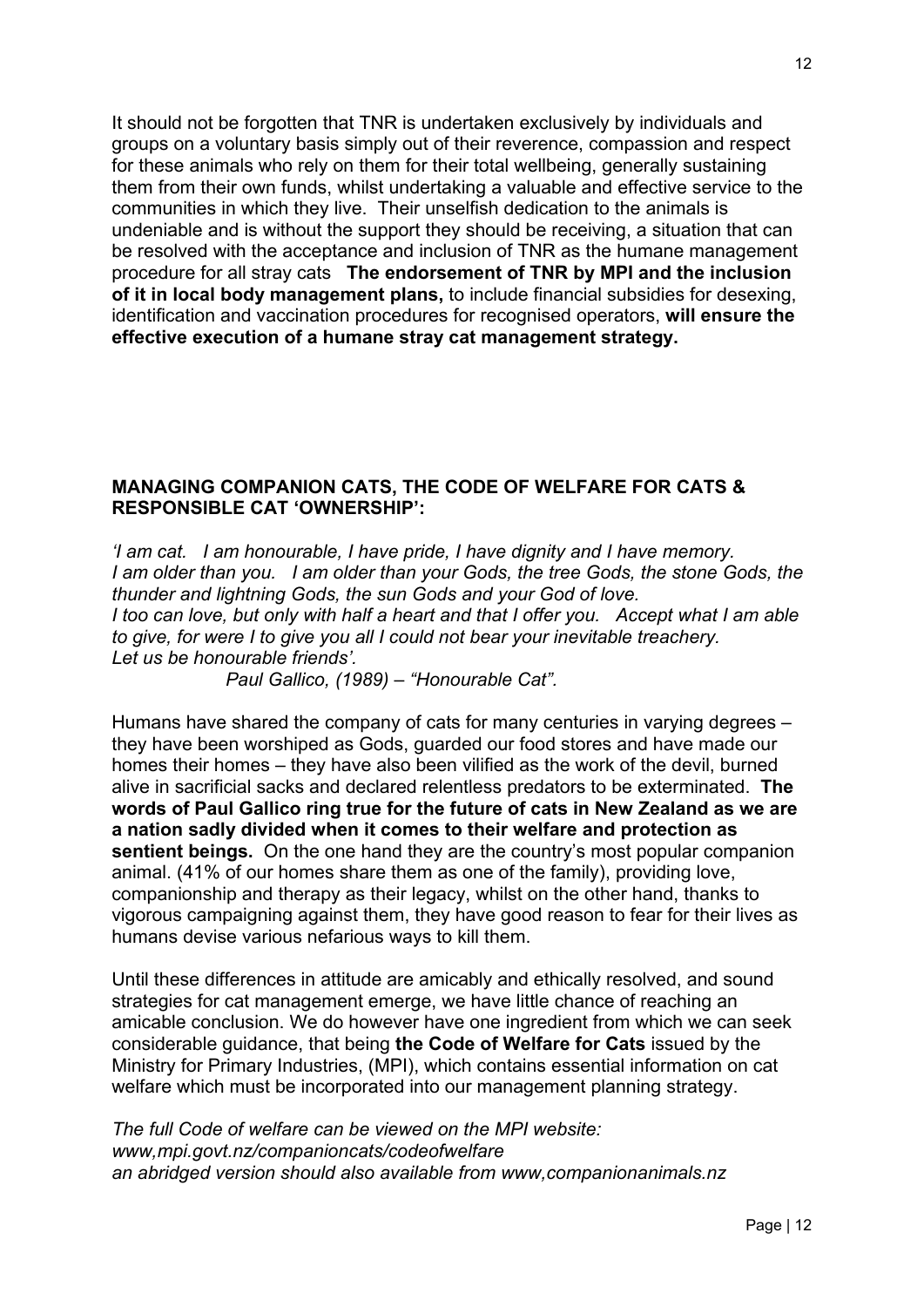It should not be forgotten that TNR is undertaken exclusively by individuals and groups on a voluntary basis simply out of their reverence, compassion and respect for these animals who rely on them for their total wellbeing, generally sustaining them from their own funds, whilst undertaking a valuable and effective service to the communities in which they live. Their unselfish dedication to the animals is undeniable and is without the support they should be receiving, a situation that can be resolved with the acceptance and inclusion of TNR as the humane management procedure for all stray cats **The endorsement of TNR by MPI and the inclusion of it in local body management plans,** to include financial subsidies for desexing, identification and vaccination procedures for recognised operators, **will ensure the effective execution of a humane stray cat management strategy.**

**MANAGING COMPANION CATS, THE CODE OF WELFARE FOR CATS & RESPONSIBLE CAT 'OWNERSHIP':**

*'I am cat. I am honourable, I have pride, I have dignity and I have memory. I am older than you. I am older than your Gods, the tree Gods, the stone Gods, the thunder and lightning Gods, the sun Gods and your God of love. I too can love, but only with half a heart and that I offer you. Accept what I am able to give, for were I to give you all I could not bear your inevitable treachery. Let us be honourable friends'.*

*Paul Gallico, (1989) – "Honourable Cat".*

Humans have shared the company of cats for many centuries in varying degrees – they have been worshiped as Gods, guarded our food stores and have made our homes their homes – they have also been vilified as the work of the devil, burned alive in sacrificial sacks and declared relentless predators to be exterminated. **The words of Paul Gallico ring true for the future of cats in New Zealand as we are a nation sadly divided when it comes to their welfare and protection as sentient beings.** On the one hand they are the country's most popular companion animal. (41% of our homes share them as one of the family), providing love, companionship and therapy as their legacy, whilst on the other hand, thanks to vigorous campaigning against them, they have good reason to fear for their lives as humans devise various nefarious ways to kill them.

Until these differences in attitude are amicably and ethically resolved, and sound strategies for cat management emerge, we have little chance of reaching an amicable conclusion. We do however have one ingredient from which we can seek considerable guidance, that being **the Code of Welfare for Cats** issued by the Ministry for Primary Industries, (MPI), which contains essential information on cat welfare which must be incorporated into our management planning strategy.

*The full Code of welfare can be viewed on the MPI website: www,mpi.govt.nz/companioncats/codeofwelfare an abridged version should also available from www,companionanimals.nz*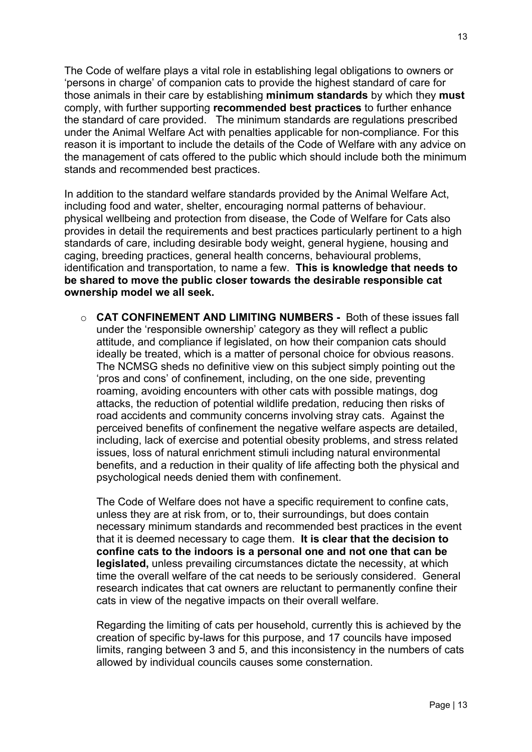The Code of welfare plays a vital role in establishing legal obligations to owners or 'persons in charge' of companion cats to provide the highest standard of care for those animals in their care by establishing **minimum standards** by which they **must** comply, with further supporting **recommended best practices** to further enhance the standard of care provided. The minimum standards are regulations prescribed under the Animal Welfare Act with penalties applicable for non-compliance. For this reason it is important to include the details of the Code of Welfare with any advice on the management of cats offered to the public which should include both the minimum stands and recommended best practices.

In addition to the standard welfare standards provided by the Animal Welfare Act, including food and water, shelter, encouraging normal patterns of behaviour. physical wellbeing and protection from disease, the Code of Welfare for Cats also provides in detail the requirements and best practices particularly pertinent to a high standards of care, including desirable body weight, general hygiene, housing and caging, breeding practices, general health concerns, behavioural problems, identification and transportation, to name a few. **This is knowledge that needs to be shared to move the public closer towards the desirable responsible cat ownership model we all seek.**

- **CAT CONFINEMENT AND LIMITING NUMBERS -** Both of these issues fall under the 'responsible ownership' category as they will reflect a public attitude, and compliance if legislated, on how their companion cats should ideally be treated, which is a matter of personal choice for obvious reasons. The NCMSG sheds no definitive view on this subject simply pointing out the 'pros and cons' of confinement, including, on the one side, preventing roaming, avoiding encounters with other cats with possible matings, dog attacks, the reduction of potential wildlife predation, reducing then risks of road accidents and community concerns involving stray cats. Against the perceived benefits of confinement the negative welfare aspects are detailed, including, lack of exercise and potential obesity problems, and stress related issues, loss of natural enrichment stimuli including natural environmental benefits, and a reduction in their quality of life affecting both the physical and psychological needs denied them with confinement.

  The Code of Welfare does not have a specific requirement to confine cats, unless they are at risk from, or to, their surroundings, but does contain necessary minimum standards and recommended best practices in the event that it is deemed necessary to cage them. **It is clear that the decision to confine cats to the indoors is a personal one and not one that can be legislated,** unless prevailing circumstances dictate the necessity, at which time the overall welfare of the cat needs to be seriously considered. General research indicates that cat owners are reluctant to permanently confine their cats in view of the negative impacts on their overall welfare.

  Regarding the limiting of cats per household, currently this is achieved by the creation of specific by-laws for this purpose, and 17 councils have imposed limits, ranging between 3 and 5, and this inconsistency in the numbers of cats allowed by individual councils causes some consternation.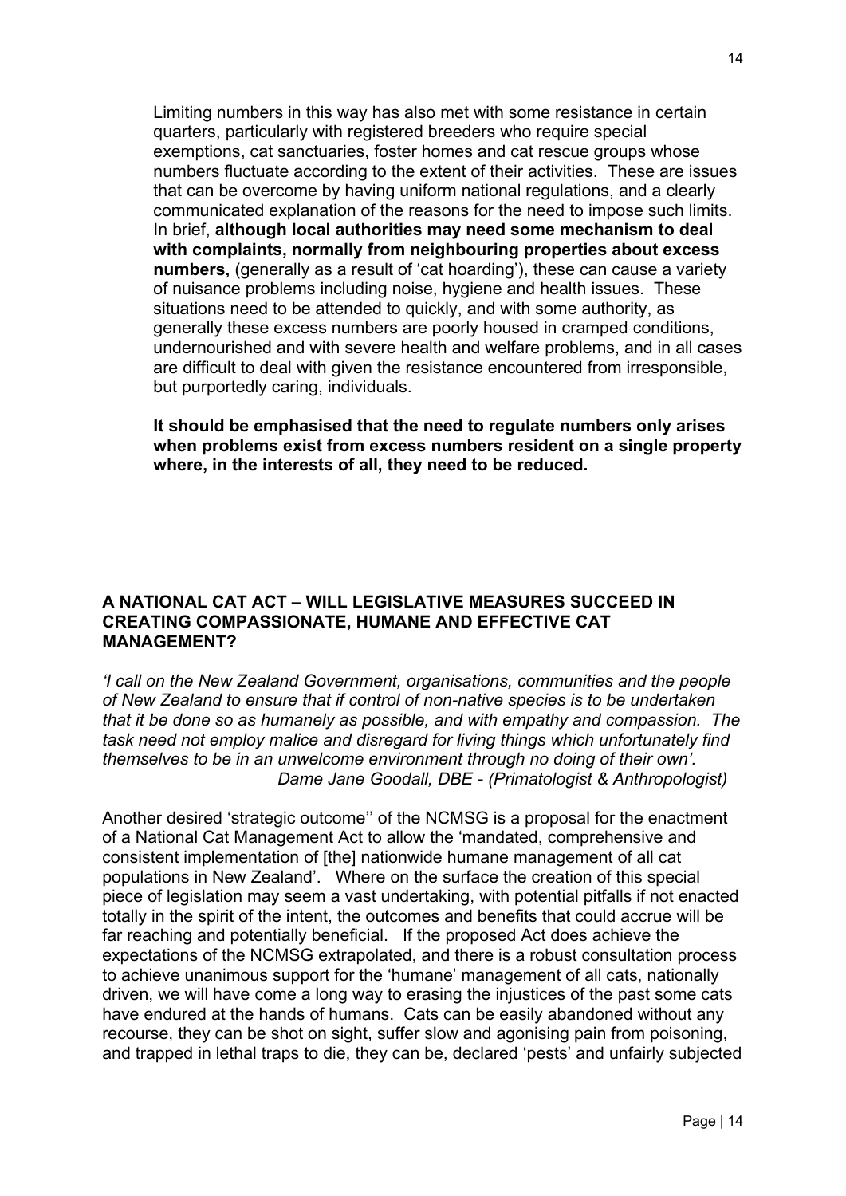Limiting numbers in this way has also met with some resistance in certain quarters, particularly with registered breeders who require special exemptions, cat sanctuaries, foster homes and cat rescue groups whose numbers fluctuate according to the extent of their activities. These are issues that can be overcome by having uniform national regulations, and a clearly communicated explanation of the reasons for the need to impose such limits. In brief, **although local authorities may need some mechanism to deal with complaints, normally from neighbouring properties about excess numbers,** (generally as a result of 'cat hoarding'), these can cause a variety of nuisance problems including noise, hygiene and health issues. These situations need to be attended to quickly, and with some authority, as generally these excess numbers are poorly housed in cramped conditions, undernourished and with severe health and welfare problems, and in all cases are difficult to deal with given the resistance encountered from irresponsible, but purportedly caring, individuals.

**It should be emphasised that the need to regulate numbers only arises when problems exist from excess numbers resident on a single property where, in the interests of all, they need to be reduced.**

## A NATIONAL CAT ACT – WILL LEGISLATIVE MEASURES SUCCEED IN CREATING COMPASSIONATE, HUMANE AND EFFECTIVE CAT MANAGEMENT?

*'I call on the New Zealand Government, organisations, communities and the people of New Zealand to ensure that if control of non-native species is to be undertaken that it be done so as humanely as possible, and with empathy and compassion. The task need not employ malice and disregard for living things which unfortunately find themselves to be in an unwelcome environment through no doing of their own'.*
*Dame Jane Goodall, DBE - (Primatologist & Anthropologist)*

Another desired 'strategic outcome'' of the NCMSG is a proposal for the enactment of a National Cat Management Act to allow the 'mandated, comprehensive and consistent implementation of [the] nationwide humane management of all cat populations in New Zealand'. Where on the surface the creation of this special piece of legislation may seem a vast undertaking, with potential pitfalls if not enacted totally in the spirit of the intent, the outcomes and benefits that could accrue will be far reaching and potentially beneficial. If the proposed Act does achieve the expectations of the NCMSG extrapolated, and there is a robust consultation process to achieve unanimous support for the 'humane' management of all cats, nationally driven, we will have come a long way to erasing the injustices of the past some cats have endured at the hands of humans. Cats can be easily abandoned without any recourse, they can be shot on sight, suffer slow and agonising pain from poisoning, and trapped in lethal traps to die, they can be, declared 'pests' and unfairly subjected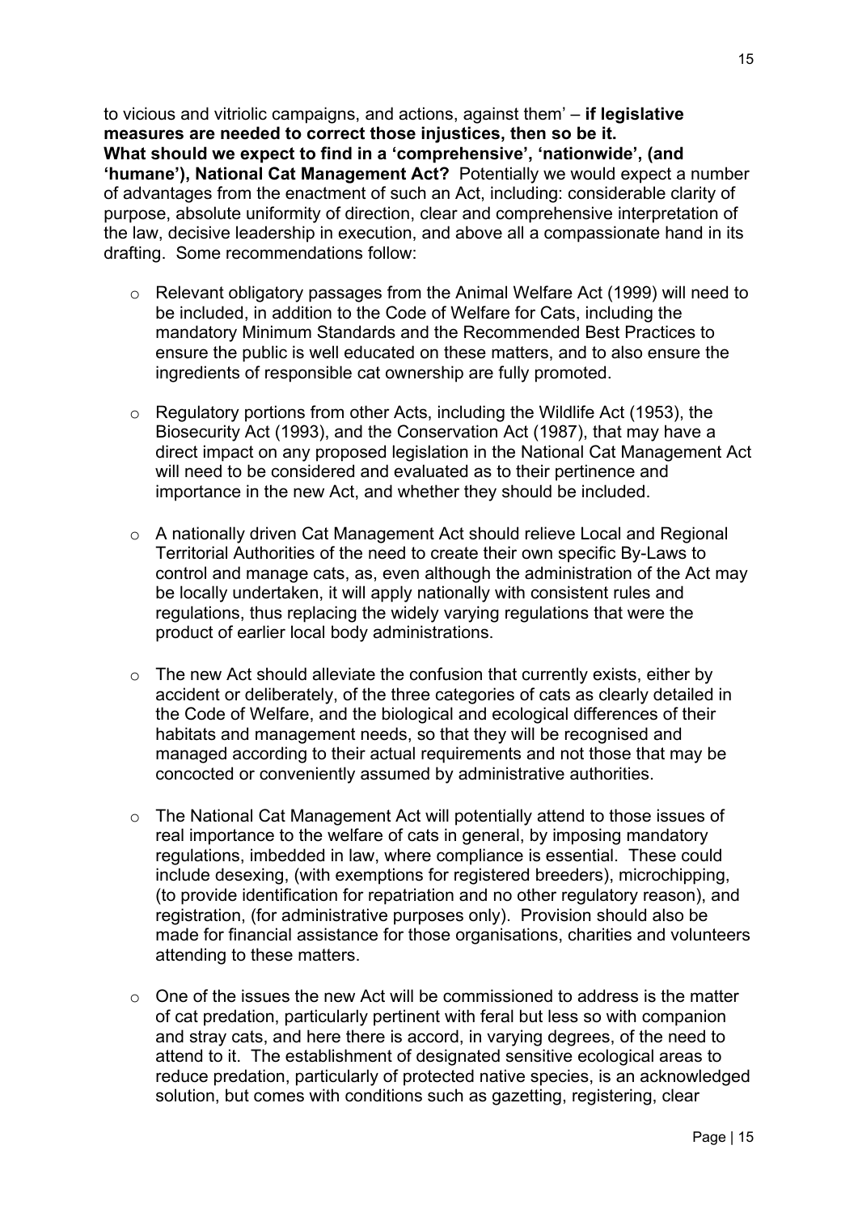to vicious and vitriolic campaigns, and actions, against them' – **if legislative measures are needed to correct those injustices, then so be it.**

**What should we expect to find in a 'comprehensive', 'nationwide', (and 'humane'), National Cat Management Act?** Potentially we would expect a number of advantages from the enactment of such an Act, including: considerable clarity of purpose, absolute uniformity of direction, clear and comprehensive interpretation of the law, decisive leadership in execution, and above all a compassionate hand in its drafting. Some recommendations follow:

- Relevant obligatory passages from the Animal Welfare Act (1999) will need to be included, in addition to the Code of Welfare for Cats, including the mandatory Minimum Standards and the Recommended Best Practices to ensure the public is well educated on these matters, and to also ensure the ingredients of responsible cat ownership are fully promoted.

- Regulatory portions from other Acts, including the Wildlife Act (1953), the Biosecurity Act (1993), and the Conservation Act (1987), that may have a direct impact on any proposed legislation in the National Cat Management Act will need to be considered and evaluated as to their pertinence and importance in the new Act, and whether they should be included.

- A nationally driven Cat Management Act should relieve Local and Regional Territorial Authorities of the need to create their own specific By-Laws to control and manage cats, as, even although the administration of the Act may be locally undertaken, it will apply nationally with consistent rules and regulations, thus replacing the widely varying regulations that were the product of earlier local body administrations.

- The new Act should alleviate the confusion that currently exists, either by accident or deliberately, of the three categories of cats as clearly detailed in the Code of Welfare, and the biological and ecological differences of their habitats and management needs, so that they will be recognised and managed according to their actual requirements and not those that may be concocted or conveniently assumed by administrative authorities.

- The National Cat Management Act will potentially attend to those issues of real importance to the welfare of cats in general, by imposing mandatory regulations, imbedded in law, where compliance is essential. These could include desexing, (with exemptions for registered breeders), microchipping, (to provide identification for repatriation and no other regulatory reason), and registration, (for administrative purposes only). Provision should also be made for financial assistance for those organisations, charities and volunteers attending to these matters.

- One of the issues the new Act will be commissioned to address is the matter of cat predation, particularly pertinent with feral but less so with companion and stray cats, and here there is accord, in varying degrees, of the need to attend to it. The establishment of designated sensitive ecological areas to reduce predation, particularly of protected native species, is an acknowledged solution, but comes with conditions such as gazetting, registering, clear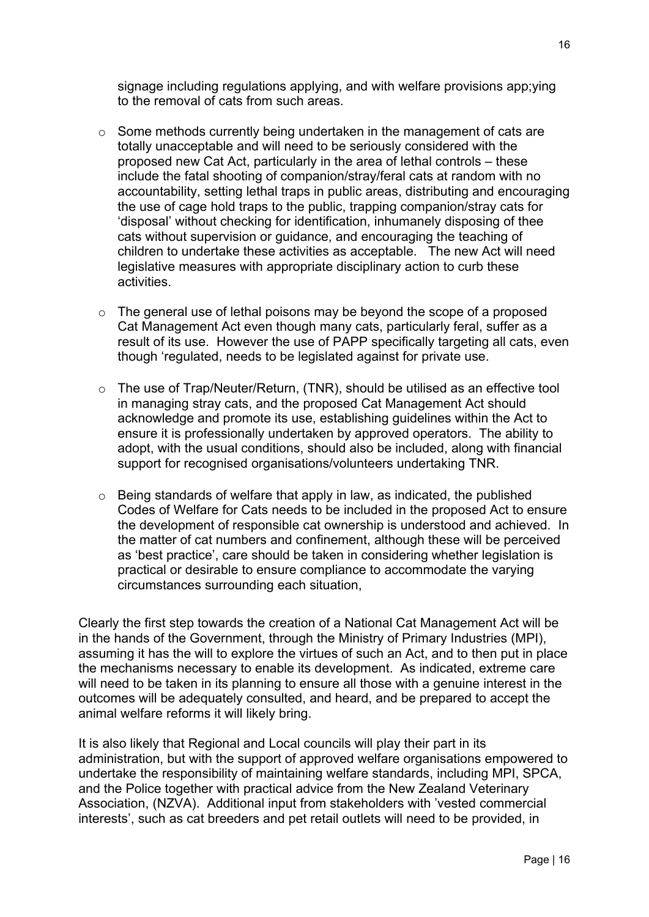signage including regulations applying, and with welfare provisions app;ying to the removal of cats from such areas.

- Some methods currently being undertaken in the management of cats are totally unacceptable and will need to be seriously considered with the proposed new Cat Act, particularly in the area of lethal controls – these include the fatal shooting of companion/stray/feral cats at random with no accountability, setting lethal traps in public areas, distributing and encouraging the use of cage hold traps to the public, trapping companion/stray cats for 'disposal' without checking for identification, inhumanely disposing of thee cats without supervision or guidance, and encouraging the teaching of children to undertake these activities as acceptable. The new Act will need legislative measures with appropriate disciplinary action to curb these activities.

- The general use of lethal poisons may be beyond the scope of a proposed Cat Management Act even though many cats, particularly feral, suffer as a result of its use. However the use of PAPP specifically targeting all cats, even though 'regulated, needs to be legislated against for private use.

- The use of Trap/Neuter/Return, (TNR), should be utilised as an effective tool in managing stray cats, and the proposed Cat Management Act should acknowledge and promote its use, establishing guidelines within the Act to ensure it is professionally undertaken by approved operators. The ability to adopt, with the usual conditions, should also be included, along with financial support for recognised organisations/volunteers undertaking TNR.

- Being standards of welfare that apply in law, as indicated, the published Codes of Welfare for Cats needs to be included in the proposed Act to ensure the development of responsible cat ownership is understood and achieved. In the matter of cat numbers and confinement, although these will be perceived as 'best practice', care should be taken in considering whether legislation is practical or desirable to ensure compliance to accommodate the varying circumstances surrounding each situation,

Clearly the first step towards the creation of a National Cat Management Act will be in the hands of the Government, through the Ministry of Primary Industries (MPI), assuming it has the will to explore the virtues of such an Act, and to then put in place the mechanisms necessary to enable its development. As indicated, extreme care will need to be taken in its planning to ensure all those with a genuine interest in the outcomes will be adequately consulted, and heard, and be prepared to accept the animal welfare reforms it will likely bring.

It is also likely that Regional and Local councils will play their part in its administration, but with the support of approved welfare organisations empowered to undertake the responsibility of maintaining welfare standards, including MPI, SPCA, and the Police together with practical advice from the New Zealand Veterinary Association, (NZVA). Additional input from stakeholders with 'vested commercial interests', such as cat breeders and pet retail outlets will need to be provided, in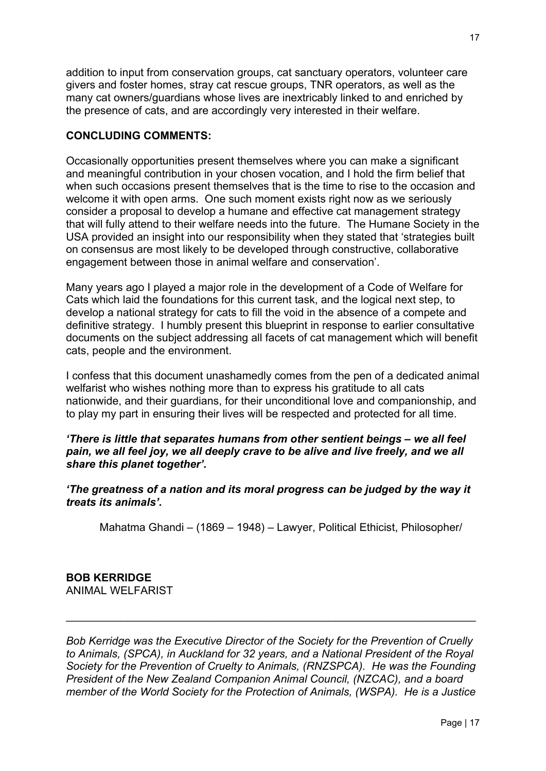addition to input from conservation groups, cat sanctuary operators, volunteer care givers and foster homes, stray cat rescue groups, TNR operators, as well as the many cat owners/guardians whose lives are inextricably linked to and enriched by the presence of cats, and are accordingly very interested in their welfare.

**CONCLUDING COMMENTS:**

Occasionally opportunities present themselves where you can make a significant and meaningful contribution in your chosen vocation, and I hold the firm belief that when such occasions present themselves that is the time to rise to the occasion and welcome it with open arms. One such moment exists right now as we seriously consider a proposal to develop a humane and effective cat management strategy that will fully attend to their welfare needs into the future. The Humane Society in the USA provided an insight into our responsibility when they stated that 'strategies built on consensus are most likely to be developed through constructive, collaborative engagement between those in animal welfare and conservation'.

Many years ago I played a major role in the development of a Code of Welfare for Cats which laid the foundations for this current task, and the logical next step, to develop a national strategy for cats to fill the void in the absence of a compete and definitive strategy. I humbly present this blueprint in response to earlier consultative documents on the subject addressing all facets of cat management which will benefit cats, people and the environment.

I confess that this document unashamedly comes from the pen of a dedicated animal welfarist who wishes nothing more than to express his gratitude to all cats nationwide, and their guardians, for their unconditional love and companionship, and to play my part in ensuring their lives will be respected and protected for all time.

***'There is little that separates humans from other sentient beings – we all feel pain, we all feel joy, we all deeply crave to be alive and live freely, and we all share this planet together'.***

***'The greatness of a nation and its moral progress can be judged by the way it treats its animals'.***

Mahatma Ghandi – (1869 – 1948) – Lawyer, Political Ethicist, Philosopher/

**BOB KERRIDGE**
ANIMAL WELFARIST

---

*Bob Kerridge was the Executive Director of the Society for the Prevention of Cruelly to Animals, (SPCA), in Auckland for 32 years, and a National President of the Royal Society for the Prevention of Cruelty to Animals, (RNZSPCA). He was the Founding President of the New Zealand Companion Animal Council, (NZCAC), and a board member of the World Society for the Protection of Animals, (WSPA). He is a Justice*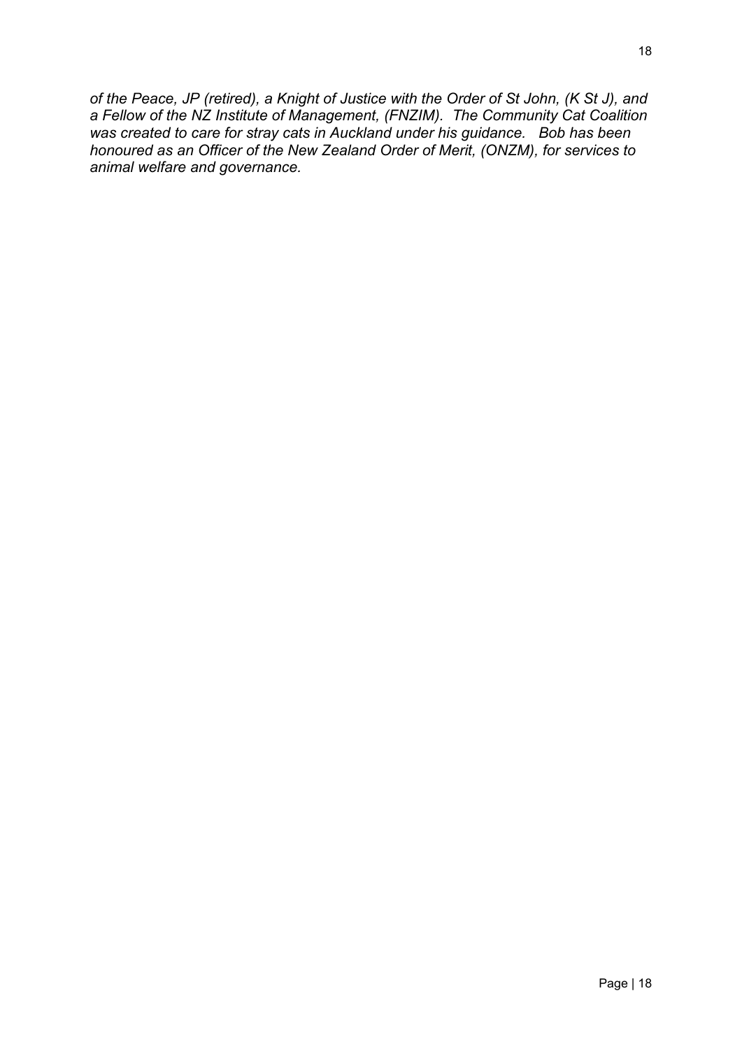*of the Peace, JP (retired), a Knight of Justice with the Order of St John, (K St J), and a Fellow of the NZ Institute of Management, (FNZIM). The Community Cat Coalition was created to care for stray cats in Auckland under his guidance. Bob has been honoured as an Officer of the New Zealand Order of Merit, (ONZM), for services to animal welfare and governance.*